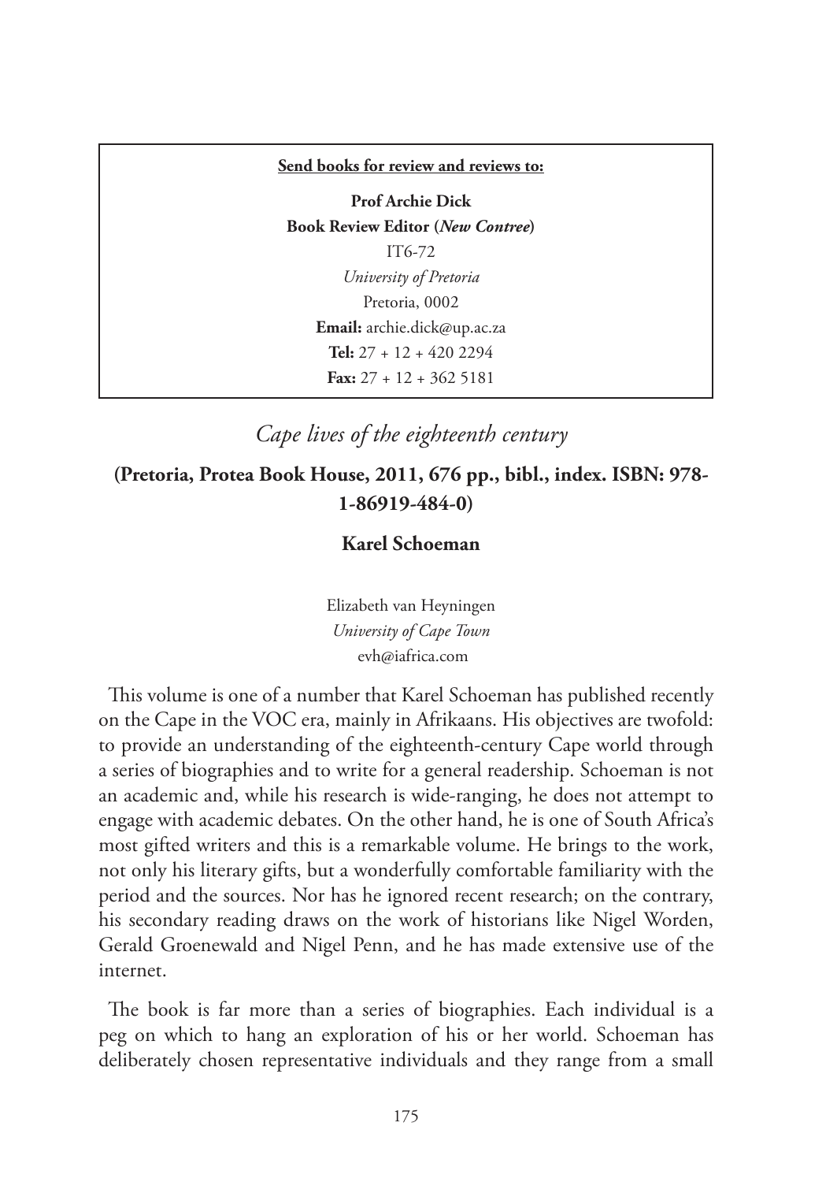**Send books for review and reviews to:**

**Prof Archie Dick**
**Book Review Editor (*New Contree*)**
IT6-72
*University of Pretoria*
Pretoria, 0002
**Email:** archie.dick@up.ac.za
**Tel:** 27 + 12 + 420 2294
**Fax:** 27 + 12 + 362 5181

## *Cape lives of the eighteenth century*

**(Pretoria, Protea Book House, 2011, 676 pp., bibl., index. ISBN: 978-1-86919-484-0)**

**Karel Schoeman**

Elizabeth van Heyningen
*University of Cape Town*
evh@iafrica.com

This volume is one of a number that Karel Schoeman has published recently on the Cape in the VOC era, mainly in Afrikaans. His objectives are twofold: to provide an understanding of the eighteenth-century Cape world through a series of biographies and to write for a general readership. Schoeman is not an academic and, while his research is wide-ranging, he does not attempt to engage with academic debates. On the other hand, he is one of South Africa's most gifted writers and this is a remarkable volume. He brings to the work, not only his literary gifts, but a wonderfully comfortable familiarity with the period and the sources. Nor has he ignored recent research; on the contrary, his secondary reading draws on the work of historians like Nigel Worden, Gerald Groenewald and Nigel Penn, and he has made extensive use of the internet.

The book is far more than a series of biographies. Each individual is a peg on which to hang an exploration of his or her world. Schoeman has deliberately chosen representative individuals and they range from a small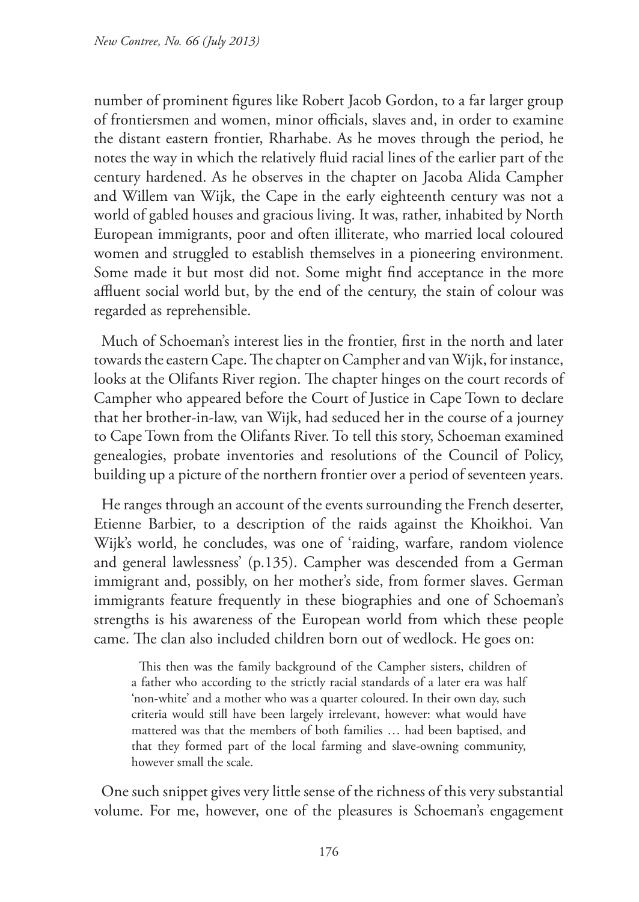number of prominent figures like Robert Jacob Gordon, to a far larger group of frontiersmen and women, minor officials, slaves and, in order to examine the distant eastern frontier, Rharhabe. As he moves through the period, he notes the way in which the relatively fluid racial lines of the earlier part of the century hardened. As he observes in the chapter on Jacoba Alida Campher and Willem van Wijk, the Cape in the early eighteenth century was not a world of gabled houses and gracious living. It was, rather, inhabited by North European immigrants, poor and often illiterate, who married local coloured women and struggled to establish themselves in a pioneering environment. Some made it but most did not. Some might find acceptance in the more affluent social world but, by the end of the century, the stain of colour was regarded as reprehensible.

Much of Schoeman's interest lies in the frontier, first in the north and later towards the eastern Cape. The chapter on Campher and van Wijk, for instance, looks at the Olifants River region. The chapter hinges on the court records of Campher who appeared before the Court of Justice in Cape Town to declare that her brother-in-law, van Wijk, had seduced her in the course of a journey to Cape Town from the Olifants River. To tell this story, Schoeman examined genealogies, probate inventories and resolutions of the Council of Policy, building up a picture of the northern frontier over a period of seventeen years.

He ranges through an account of the events surrounding the French deserter, Etienne Barbier, to a description of the raids against the Khoikhoi. Van Wijk's world, he concludes, was one of 'raiding, warfare, random violence and general lawlessness' (p.135). Campher was descended from a German immigrant and, possibly, on her mother's side, from former slaves. German immigrants feature frequently in these biographies and one of Schoeman's strengths is his awareness of the European world from which these people came. The clan also included children born out of wedlock. He goes on:

> This then was the family background of the Campher sisters, children of a father who according to the strictly racial standards of a later era was half 'non-white' and a mother who was a quarter coloured. In their own day, such criteria would still have been largely irrelevant, however: what would have mattered was that the members of both families … had been baptised, and that they formed part of the local farming and slave-owning community, however small the scale.

One such snippet gives very little sense of the richness of this very substantial volume. For me, however, one of the pleasures is Schoeman's engagement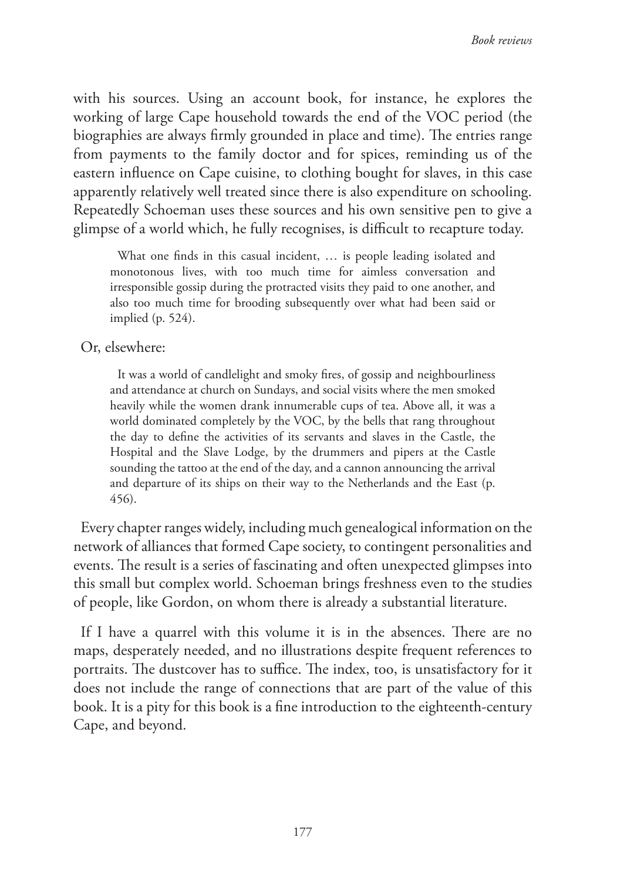with his sources. Using an account book, for instance, he explores the working of large Cape household towards the end of the VOC period (the biographies are always firmly grounded in place and time). The entries range from payments to the family doctor and for spices, reminding us of the eastern influence on Cape cuisine, to clothing bought for slaves, in this case apparently relatively well treated since there is also expenditure on schooling. Repeatedly Schoeman uses these sources and his own sensitive pen to give a glimpse of a world which, he fully recognises, is difficult to recapture today.

> What one finds in this casual incident, … is people leading isolated and monotonous lives, with too much time for aimless conversation and irresponsible gossip during the protracted visits they paid to one another, and also too much time for brooding subsequently over what had been said or implied (p. 524).

Or, elsewhere:

> It was a world of candlelight and smoky fires, of gossip and neighbourliness and attendance at church on Sundays, and social visits where the men smoked heavily while the women drank innumerable cups of tea. Above all, it was a world dominated completely by the VOC, by the bells that rang throughout the day to define the activities of its servants and slaves in the Castle, the Hospital and the Slave Lodge, by the drummers and pipers at the Castle sounding the tattoo at the end of the day, and a cannon announcing the arrival and departure of its ships on their way to the Netherlands and the East (p. 456).

Every chapter ranges widely, including much genealogical information on the network of alliances that formed Cape society, to contingent personalities and events. The result is a series of fascinating and often unexpected glimpses into this small but complex world. Schoeman brings freshness even to the studies of people, like Gordon, on whom there is already a substantial literature.

If I have a quarrel with this volume it is in the absences. There are no maps, desperately needed, and no illustrations despite frequent references to portraits. The dustcover has to suffice. The index, too, is unsatisfactory for it does not include the range of connections that are part of the value of this book. It is a pity for this book is a fine introduction to the eighteenth-century Cape, and beyond.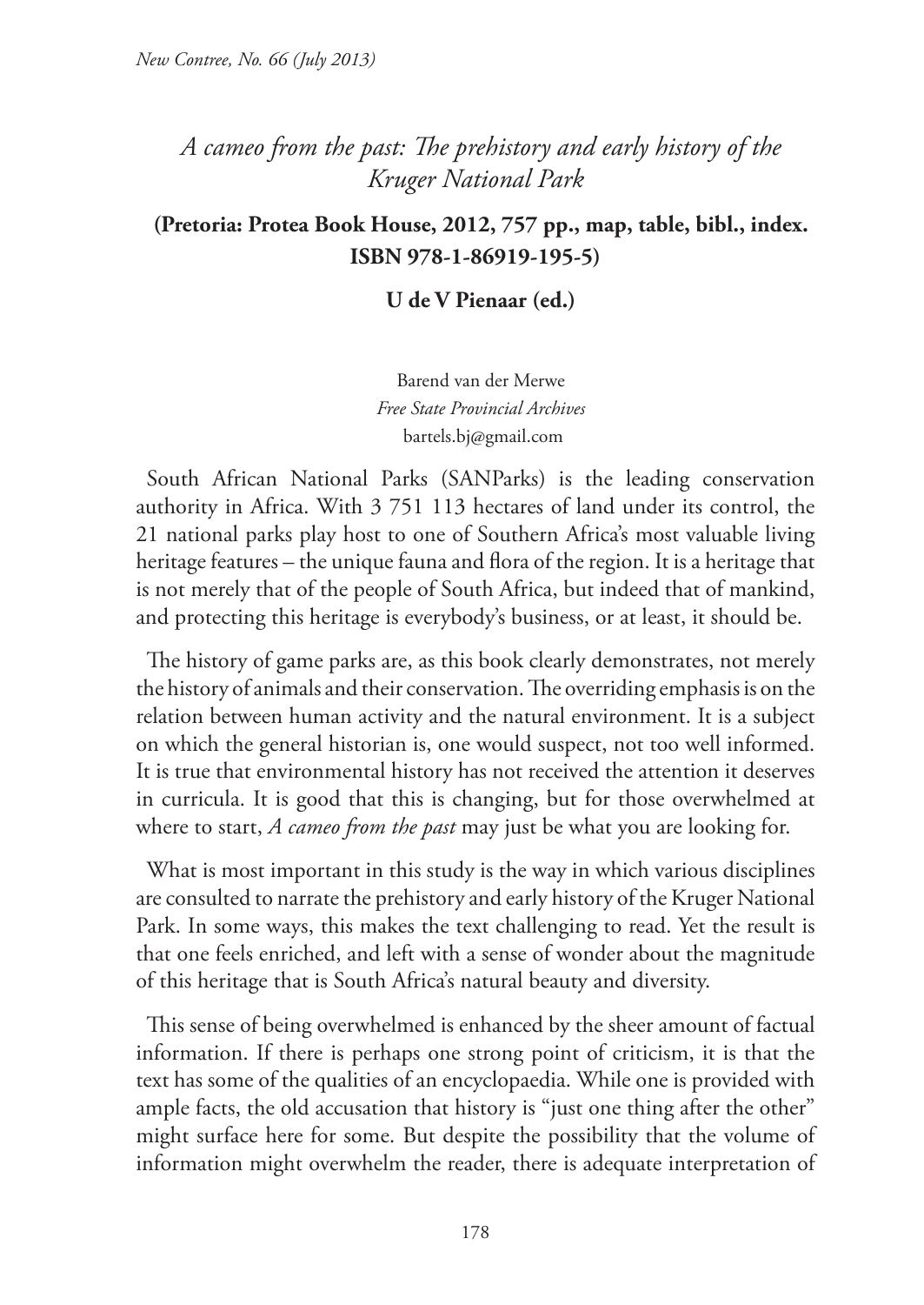## *A cameo from the past: The prehistory and early history of the Kruger National Park*

**(Pretoria: Protea Book House, 2012, 757 pp., map, table, bibl., index. ISBN 978-1-86919-195-5)**

**U de V Pienaar (ed.)**

Barend van der Merwe
*Free State Provincial Archives*
bartels.bj@gmail.com

South African National Parks (SANParks) is the leading conservation authority in Africa. With 3 751 113 hectares of land under its control, the 21 national parks play host to one of Southern Africa's most valuable living heritage features – the unique fauna and flora of the region. It is a heritage that is not merely that of the people of South Africa, but indeed that of mankind, and protecting this heritage is everybody's business, or at least, it should be.

The history of game parks are, as this book clearly demonstrates, not merely the history of animals and their conservation. The overriding emphasis is on the relation between human activity and the natural environment. It is a subject on which the general historian is, one would suspect, not too well informed. It is true that environmental history has not received the attention it deserves in curricula. It is good that this is changing, but for those overwhelmed at where to start, *A cameo from the past* may just be what you are looking for.

What is most important in this study is the way in which various disciplines are consulted to narrate the prehistory and early history of the Kruger National Park. In some ways, this makes the text challenging to read. Yet the result is that one feels enriched, and left with a sense of wonder about the magnitude of this heritage that is South Africa's natural beauty and diversity.

This sense of being overwhelmed is enhanced by the sheer amount of factual information. If there is perhaps one strong point of criticism, it is that the text has some of the qualities of an encyclopaedia. While one is provided with ample facts, the old accusation that history is "just one thing after the other" might surface here for some. But despite the possibility that the volume of information might overwhelm the reader, there is adequate interpretation of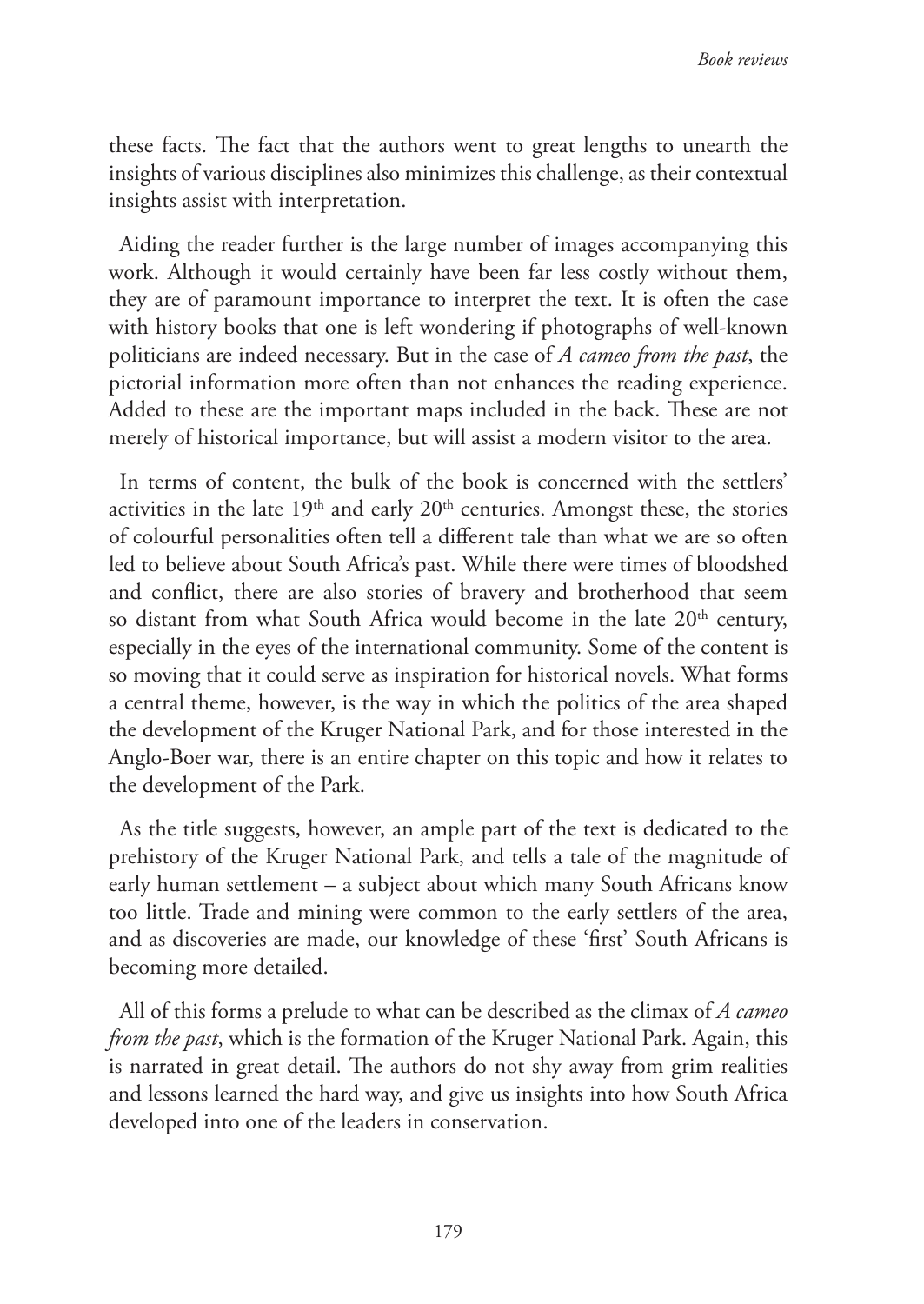these facts. The fact that the authors went to great lengths to unearth the insights of various disciplines also minimizes this challenge, as their contextual insights assist with interpretation.

Aiding the reader further is the large number of images accompanying this work. Although it would certainly have been far less costly without them, they are of paramount importance to interpret the text. It is often the case with history books that one is left wondering if photographs of well-known politicians are indeed necessary. But in the case of *A cameo from the past*, the pictorial information more often than not enhances the reading experience. Added to these are the important maps included in the back. These are not merely of historical importance, but will assist a modern visitor to the area.

In terms of content, the bulk of the book is concerned with the settlers' activities in the late 19th and early 20th centuries. Amongst these, the stories of colourful personalities often tell a different tale than what we are so often led to believe about South Africa's past. While there were times of bloodshed and conflict, there are also stories of bravery and brotherhood that seem so distant from what South Africa would become in the late 20th century, especially in the eyes of the international community. Some of the content is so moving that it could serve as inspiration for historical novels. What forms a central theme, however, is the way in which the politics of the area shaped the development of the Kruger National Park, and for those interested in the Anglo-Boer war, there is an entire chapter on this topic and how it relates to the development of the Park.

As the title suggests, however, an ample part of the text is dedicated to the prehistory of the Kruger National Park, and tells a tale of the magnitude of early human settlement – a subject about which many South Africans know too little. Trade and mining were common to the early settlers of the area, and as discoveries are made, our knowledge of these 'first' South Africans is becoming more detailed.

All of this forms a prelude to what can be described as the climax of *A cameo from the past*, which is the formation of the Kruger National Park. Again, this is narrated in great detail. The authors do not shy away from grim realities and lessons learned the hard way, and give us insights into how South Africa developed into one of the leaders in conservation.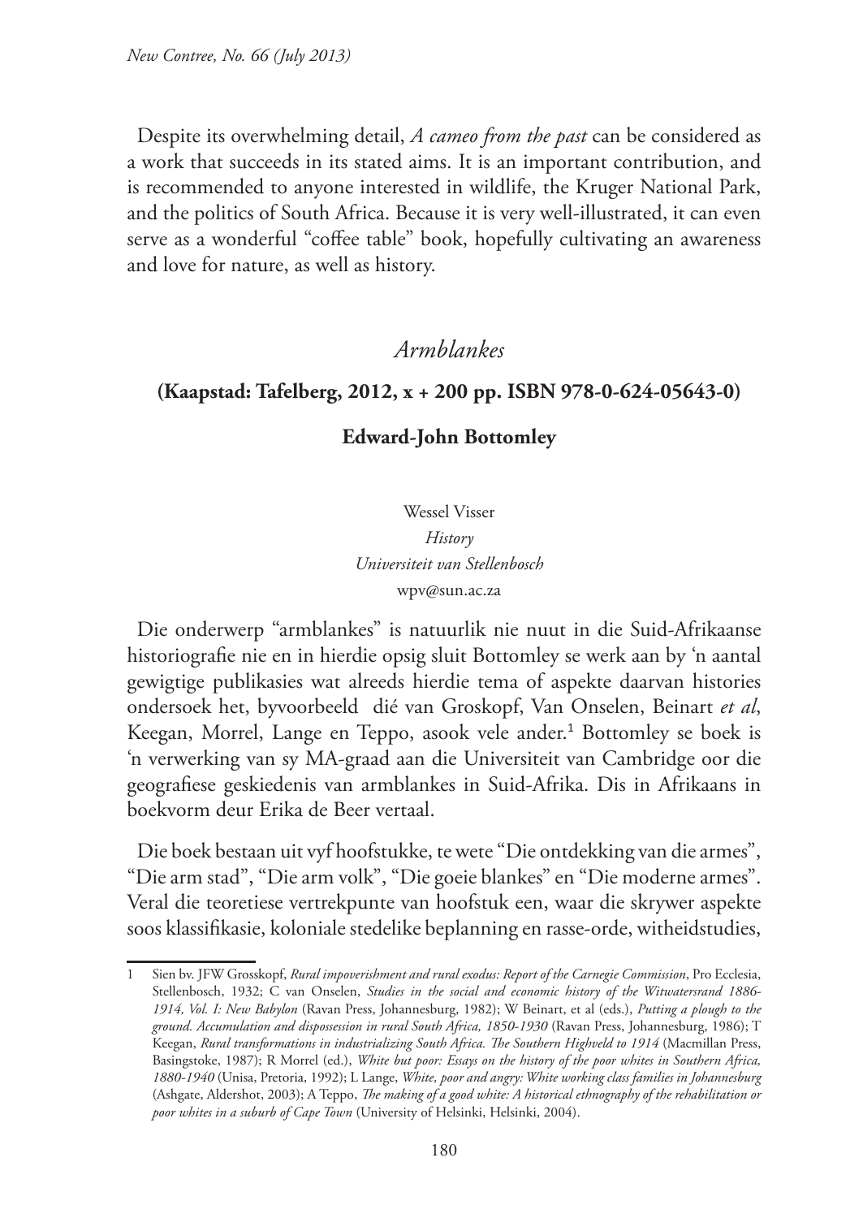Despite its overwhelming detail, *A cameo from the past* can be considered as a work that succeeds in its stated aims. It is an important contribution, and is recommended to anyone interested in wildlife, the Kruger National Park, and the politics of South Africa. Because it is very well-illustrated, it can even serve as a wonderful "coffee table" book, hopefully cultivating an awareness and love for nature, as well as history.

## *Armblankes*

### (Kaapstad: Tafelberg, 2012, x + 200 pp. ISBN 978-0-624-05643-0)

### Edward-John Bottomley

Wessel Visser
*History*
*Universiteit van Stellenbosch*
wpv@sun.ac.za

Die onderwerp "armblankes" is natuurlik nie nuut in die Suid-Afrikaanse historiografie nie en in hierdie opsig sluit Bottomley se werk aan by 'n aantal gewigtige publikasies wat alreeds hierdie tema of aspekte daarvan histories ondersoek het, byvoorbeeld dié van Groskopf, Van Onselen, Beinart *et al*, Keegan, Morrel, Lange en Teppo, asook vele ander.[1] Bottomley se boek is 'n verwerking van sy MA-graad aan die Universiteit van Cambridge oor die geografiese geskiedenis van armblankes in Suid-Afrika. Dis in Afrikaans in boekvorm deur Erika de Beer vertaal.

Die boek bestaan uit vyf hoofstukke, te wete "Die ontdekking van die armes", "Die arm stad", "Die arm volk", "Die goeie blankes" en "Die moderne armes". Veral die teoretiese vertrekpunte van hoofstuk een, waar die skrywer aspekte soos klassifikasie, koloniale stedelike beplanning en rasse-orde, witheidstudies,

---

1 Sien bv. JFW Grosskopf, *Rural impoverishment and rural exodus: Report of the Carnegie Commission*, Pro Ecclesia, Stellenbosch, 1932; C van Onselen, *Studies in the social and economic history of the Witwatersrand 1886-1914, Vol. I: New Babylon* (Ravan Press, Johannesburg, 1982); W Beinart, et al (eds.), *Putting a plough to the ground. Accumulation and dispossession in rural South Africa, 1850-1930* (Ravan Press, Johannesburg, 1986); T Keegan, *Rural transformations in industrializing South Africa. The Southern Highveld to 1914* (Macmillan Press, Basingstoke, 1987); R Morrel (ed.), *White but poor: Essays on the history of the poor whites in Southern Africa, 1880-1940* (Unisa, Pretoria, 1992); L Lange, *White, poor and angry: White working class families in Johannesburg* (Ashgate, Aldershot, 2003); A Teppo, *The making of a good white: A historical ethnography of the rehabilitation or poor whites in a suburb of Cape Town* (University of Helsinki, Helsinki, 2004).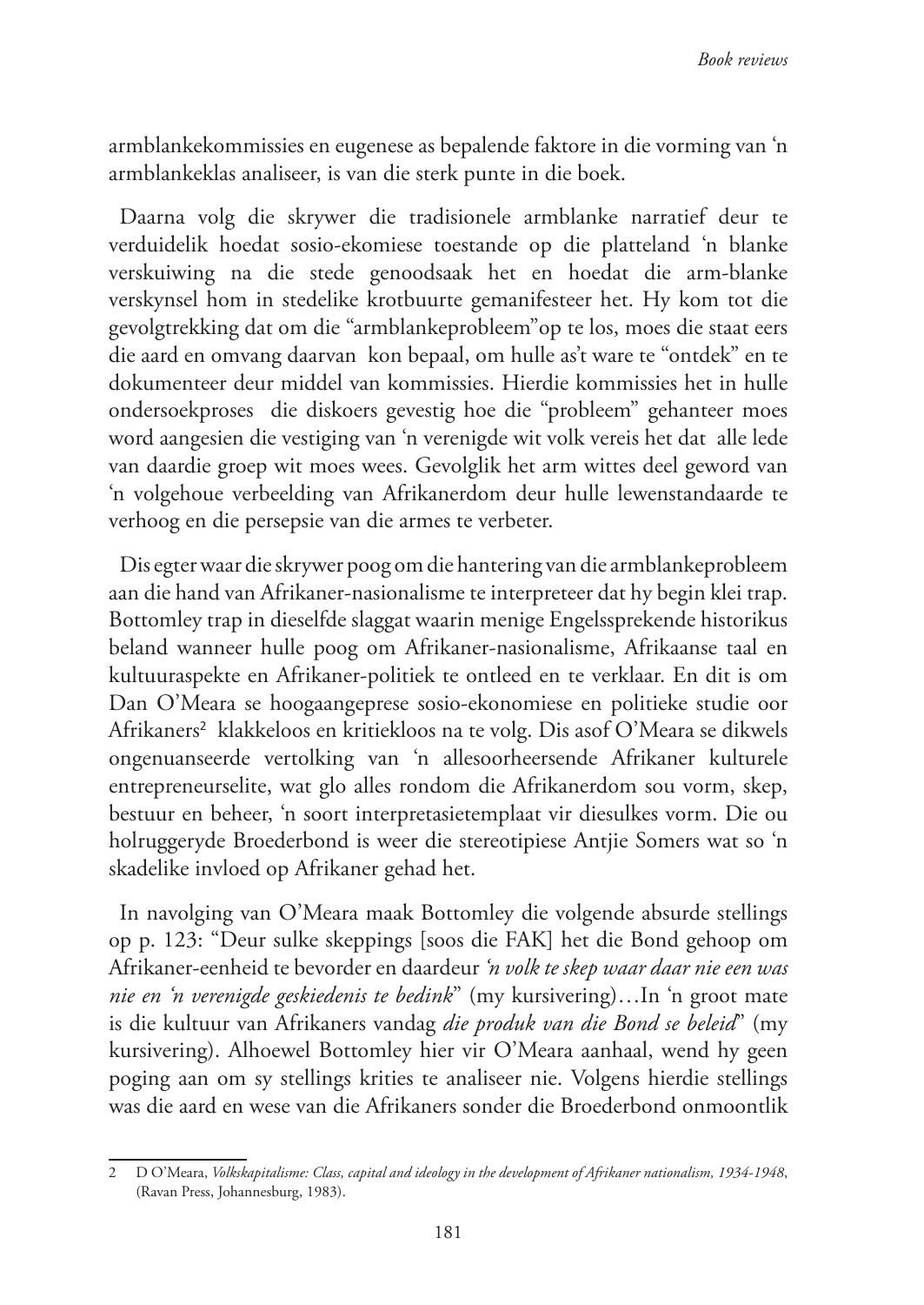armblankekommissies en eugenese as bepalende faktore in die vorming van 'n armblankeklas analiseer, is van die sterk punte in die boek.

Daarna volg die skrywer die tradisionele armblanke narratief deur te verduidelik hoedat sosio-ekomiese toestande op die platteland 'n blanke verskuiwing na die stede genoodsaak het en hoedat die arm-blanke verskynsel hom in stedelike krotbuurte gemanifesteer het. Hy kom tot die gevolgtrekking dat om die "armblankeprobleem"op te los, moes die staat eers die aard en omvang daarvan kon bepaal, om hulle as't ware te "ontdek" en te dokumenteer deur middel van kommissies. Hierdie kommissies het in hulle ondersoekproses die diskoers gevestig hoe die "probleem" gehanteer moes word aangesien die vestiging van 'n verenigde wit volk vereis het dat alle lede van daardie groep wit moes wees. Gevolglik het arm wittes deel geword van 'n volgehoue verbeelding van Afrikanerdom deur hulle lewenstandaarde te verhoog en die persepsie van die armes te verbeter.

Dis egter waar die skrywer poog om die hantering van die armblankeprobleem aan die hand van Afrikaner-nasionalisme te interpreteer dat hy begin klei trap. Bottomley trap in dieselfde slaggat waarin menige Engelssprekende historikus beland wanneer hulle poog om Afrikaner-nasionalisme, Afrikaanse taal en kultuuraspekte en Afrikaner-politiek te ontleed en te verklaar. En dit is om Dan O'Meara se hoogaangeprese sosio-ekonomiese en politieke studie oor Afrikaners[2] klakkeloos en kritiekloos na te volg. Dis asof O'Meara se dikwels ongenuanseerde vertolking van 'n allesoorheersende Afrikaner kulturele entrepreneurselite, wat glo alles rondom die Afrikanerdom sou vorm, skep, bestuur en beheer, 'n soort interpretasietemplaat vir diesulkes vorm. Die ou holruggeryde Broederbond is weer die stereotipiese Antjie Somers wat so 'n skadelike invloed op Afrikaner gehad het.

In navolging van O'Meara maak Bottomley die volgende absurde stellings op p. 123: "Deur sulke skeppings [soos die FAK] het die Bond gehoop om Afrikaner-eenheid te bevorder en daardeur *'n volk te skep waar daar nie een was nie en 'n verenigde geskiedenis te bedink*" (my kursivering)…In 'n groot mate is die kultuur van Afrikaners vandag *die produk van die Bond se beleid*" (my kursivering). Alhoewel Bottomley hier vir O'Meara aanhaal, wend hy geen poging aan om sy stellings krities te analiseer nie. Volgens hierdie stellings was die aard en wese van die Afrikaners sonder die Broederbond onmoontlik

---

2 D O'Meara, *Volkskapitalisme: Class, capital and ideology in the development of Afrikaner nationalism, 1934-1948*, (Ravan Press, Johannesburg, 1983).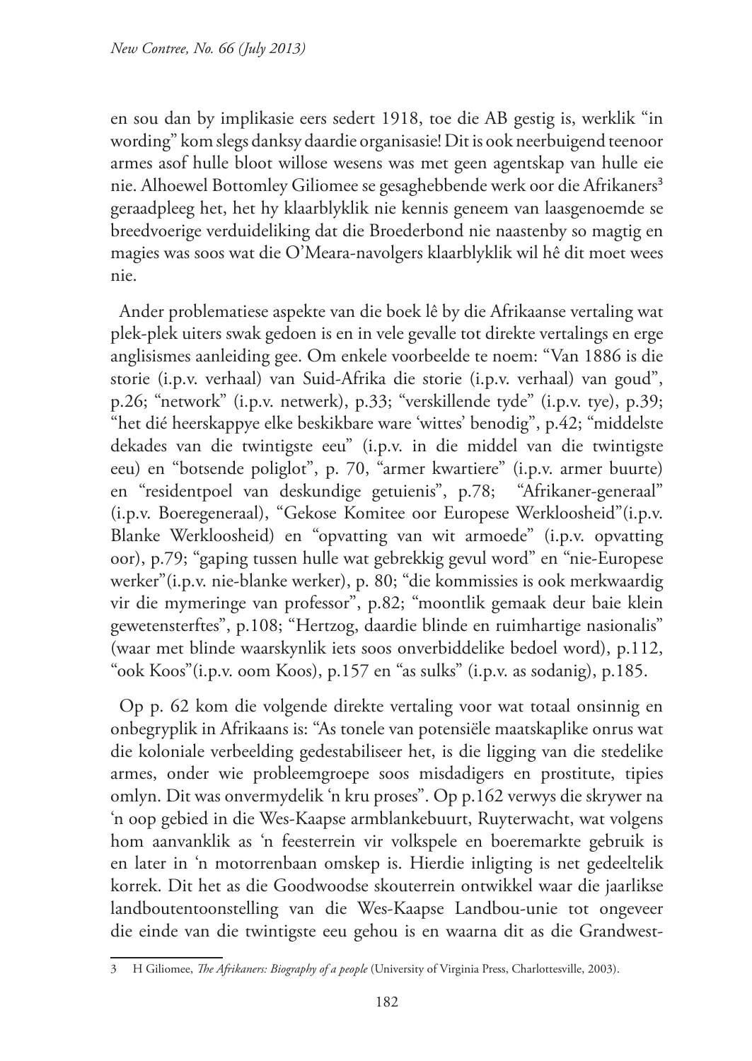en sou dan by implikasie eers sedert 1918, toe die AB gestig is, werklik "in wording" kom slegs danksy daardie organisasie! Dit is ook neerbuigend teenoor armes asof hulle bloot willose wesens was met geen agentskap van hulle eie nie. Alhoewel Bottomley Giliomee se gesaghebbende werk oor die Afrikaners[3] geraadpleeg het, het hy klaarblyklik nie kennis geneem van laasgenoemde se breedvoerige verduideliking dat die Broederbond nie naastenby so magtig en magies was soos wat die O'Meara-navolgers klaarblyklik wil hê dit moet wees nie.

Ander problematiese aspekte van die boek lê by die Afrikaanse vertaling wat plek-plek uiters swak gedoen is en in vele gevalle tot direkte vertalings en erge anglisismes aanleiding gee. Om enkele voorbeelde te noem: "Van 1886 is die storie (i.p.v. verhaal) van Suid-Afrika die storie (i.p.v. verhaal) van goud", p.26; "network" (i.p.v. netwerk), p.33; "verskillende tyde" (i.p.v. tye), p.39; "het dié heerskappye elke beskikbare ware 'wittes' benodig", p.42; "middelste dekades van die twintigste eeu" (i.p.v. in die middel van die twintigste eeu) en "botsende poliglot", p. 70, "armer kwartiere" (i.p.v. armer buurte) en "residentpoel van deskundige getuienis", p.78; "Afrikaner-generaal" (i.p.v. Boeregeneraal), "Gekose Komitee oor Europese Werkloosheid"(i.p.v. Blanke Werkloosheid) en "opvatting van wit armoede" (i.p.v. opvatting oor), p.79; "gaping tussen hulle wat gebrekkig gevul word" en "nie-Europese werker"(i.p.v. nie-blanke werker), p. 80; "die kommissies is ook merkwaardig vir die mymeringe van professor", p.82; "moontlik gemaak deur baie klein gewetensterftes", p.108; "Hertzog, daardie blinde en ruimhartige nasionalis" (waar met blinde waarskynlik iets soos onverbiddelike bedoel word), p.112, "ook Koos"(i.p.v. oom Koos), p.157 en "as sulks" (i.p.v. as sodanig), p.185.

Op p. 62 kom die volgende direkte vertaling voor wat totaal onsinnig en onbegryplik in Afrikaans is: "As tonele van potensiële maatskaplike onrus wat die koloniale verbeelding gedestabiliseer het, is die ligging van die stedelike armes, onder wie probleemgroepe soos misdadigers en prostitute, tipies omlyn. Dit was onvermydelik 'n kru proses". Op p.162 verwys die skrywer na 'n oop gebied in die Wes-Kaapse armblankebuurt, Ruyterwacht, wat volgens hom aanvanklik as 'n feesterrein vir volkspele en boeremarkte gebruik is en later in 'n motorrenbaan omskep is. Hierdie inligting is net gedeeltelik korrek. Dit het as die Goodwoodse skouterrein ontwikkel waar die jaarlikse landboutentoonstelling van die Wes-Kaapse Landbou-unie tot ongeveer die einde van die twintigste eeu gehou is en waarna dit as die Grandwest-

---

3 H Giliomee, *The Afrikaners: Biography of a people* (University of Virginia Press, Charlottesville, 2003).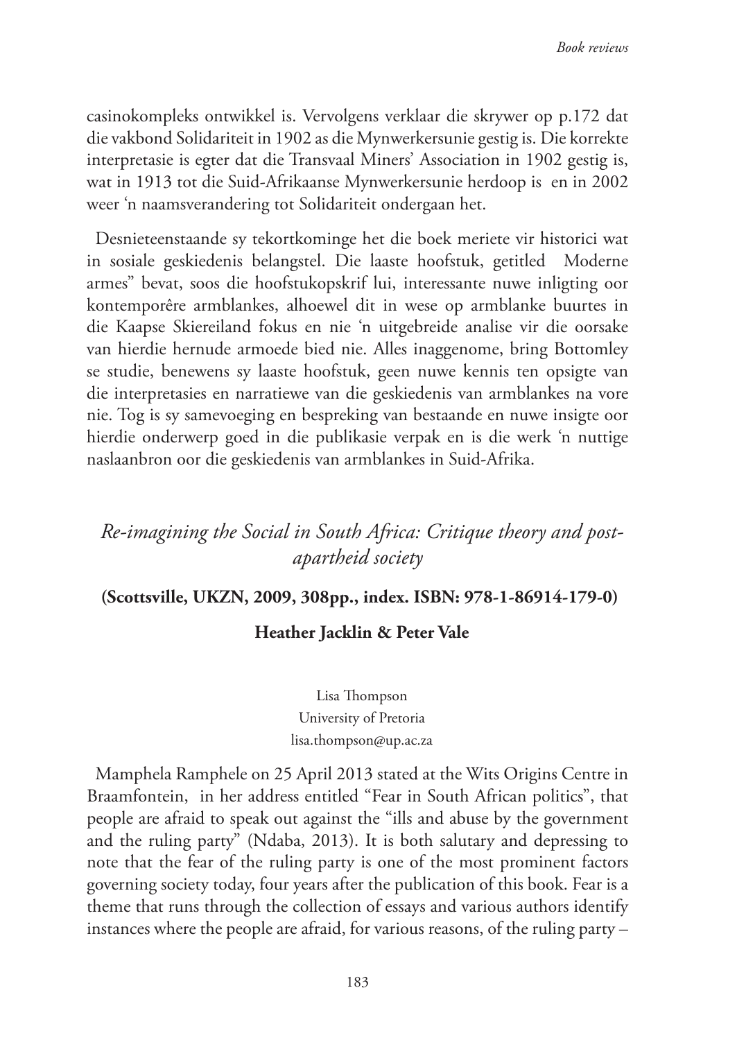casinokompleks ontwikkel is. Vervolgens verklaar die skrywer op p.172 dat die vakbond Solidariteit in 1902 as die Mynwerkersunie gestig is. Die korrekte interpretasie is egter dat die Transvaal Miners' Association in 1902 gestig is, wat in 1913 tot die Suid-Afrikaanse Mynwerkersunie herdoop is en in 2002 weer 'n naamsverandering tot Solidariteit ondergaan het.

Desnieteenstaande sy tekortkominge het die boek meriete vir historici wat in sosiale geskiedenis belangstel. Die laaste hoofstuk, getitled Moderne armes" bevat, soos die hoofstukopskrif lui, interessante nuwe inligting oor kontemporêre armblankes, alhoewel dit in wese op armblanke buurtes in die Kaapse Skiereiland fokus en nie 'n uitgebreide analise vir die oorsake van hierdie hernude armoede bied nie. Alles inaggenome, bring Bottomley se studie, benewens sy laaste hoofstuk, geen nuwe kennis ten opsigte van die interpretasies en narratiewe van die geskiedenis van armblankes na vore nie. Tog is sy samevoeging en bespreking van bestaande en nuwe insigte oor hierdie onderwerp goed in die publikasie verpak en is die werk 'n nuttige naslaanbron oor die geskiedenis van armblankes in Suid-Afrika.

## *Re-imagining the Social in South Africa: Critique theory and post-apartheid society*

**(Scottsville, UKZN, 2009, 308pp., index. ISBN: 978-1-86914-179-0)**

**Heather Jacklin & Peter Vale**

Lisa Thompson
University of Pretoria
lisa.thompson@up.ac.za

Mamphela Ramphele on 25 April 2013 stated at the Wits Origins Centre in Braamfontein, in her address entitled "Fear in South African politics", that people are afraid to speak out against the "ills and abuse by the government and the ruling party" (Ndaba, 2013). It is both salutary and depressing to note that the fear of the ruling party is one of the most prominent factors governing society today, four years after the publication of this book. Fear is a theme that runs through the collection of essays and various authors identify instances where the people are afraid, for various reasons, of the ruling party –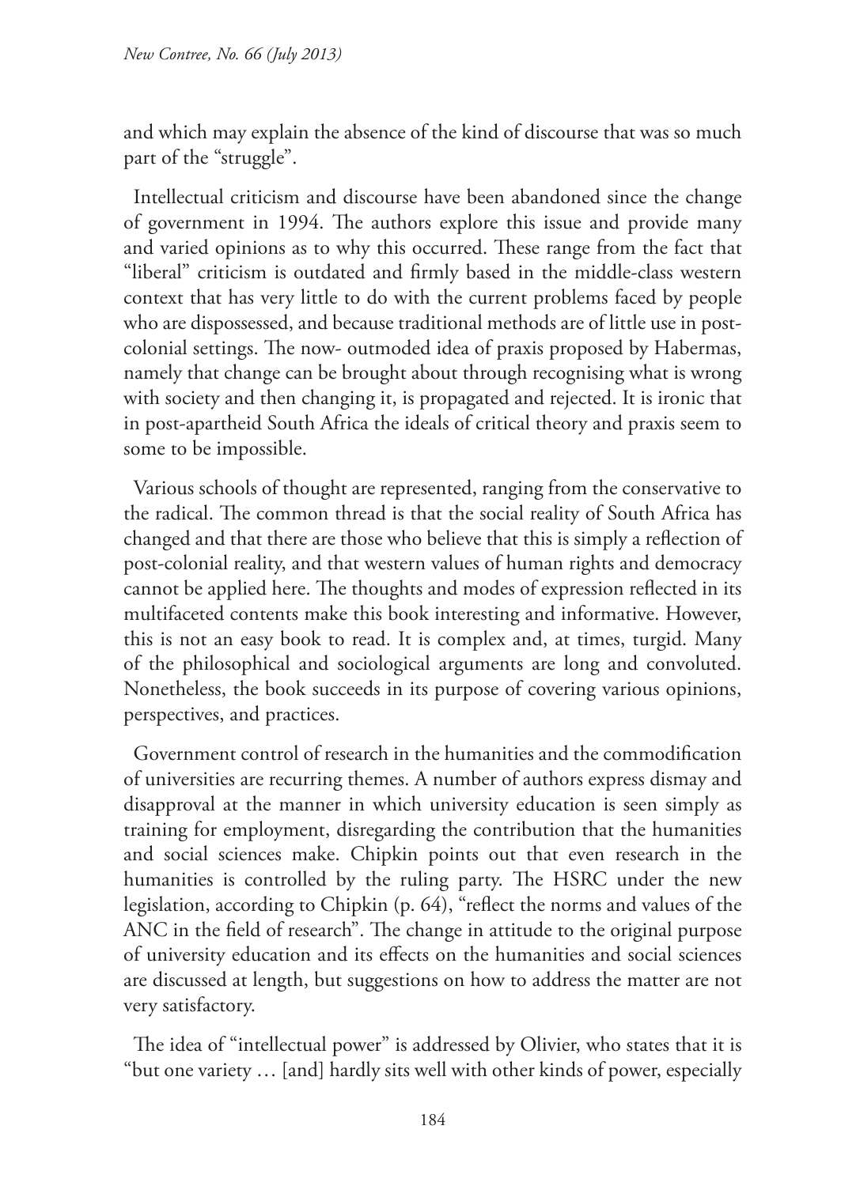and which may explain the absence of the kind of discourse that was so much part of the "struggle".

Intellectual criticism and discourse have been abandoned since the change of government in 1994. The authors explore this issue and provide many and varied opinions as to why this occurred. These range from the fact that "liberal" criticism is outdated and firmly based in the middle-class western context that has very little to do with the current problems faced by people who are dispossessed, and because traditional methods are of little use in post-colonial settings. The now- outmoded idea of praxis proposed by Habermas, namely that change can be brought about through recognising what is wrong with society and then changing it, is propagated and rejected. It is ironic that in post-apartheid South Africa the ideals of critical theory and praxis seem to some to be impossible.

Various schools of thought are represented, ranging from the conservative to the radical. The common thread is that the social reality of South Africa has changed and that there are those who believe that this is simply a reflection of post-colonial reality, and that western values of human rights and democracy cannot be applied here. The thoughts and modes of expression reflected in its multifaceted contents make this book interesting and informative. However, this is not an easy book to read. It is complex and, at times, turgid. Many of the philosophical and sociological arguments are long and convoluted. Nonetheless, the book succeeds in its purpose of covering various opinions, perspectives, and practices.

Government control of research in the humanities and the commodification of universities are recurring themes. A number of authors express dismay and disapproval at the manner in which university education is seen simply as training for employment, disregarding the contribution that the humanities and social sciences make. Chipkin points out that even research in the humanities is controlled by the ruling party. The HSRC under the new legislation, according to Chipkin (p. 64), "reflect the norms and values of the ANC in the field of research". The change in attitude to the original purpose of university education and its effects on the humanities and social sciences are discussed at length, but suggestions on how to address the matter are not very satisfactory.

The idea of "intellectual power" is addressed by Olivier, who states that it is "but one variety … [and] hardly sits well with other kinds of power, especially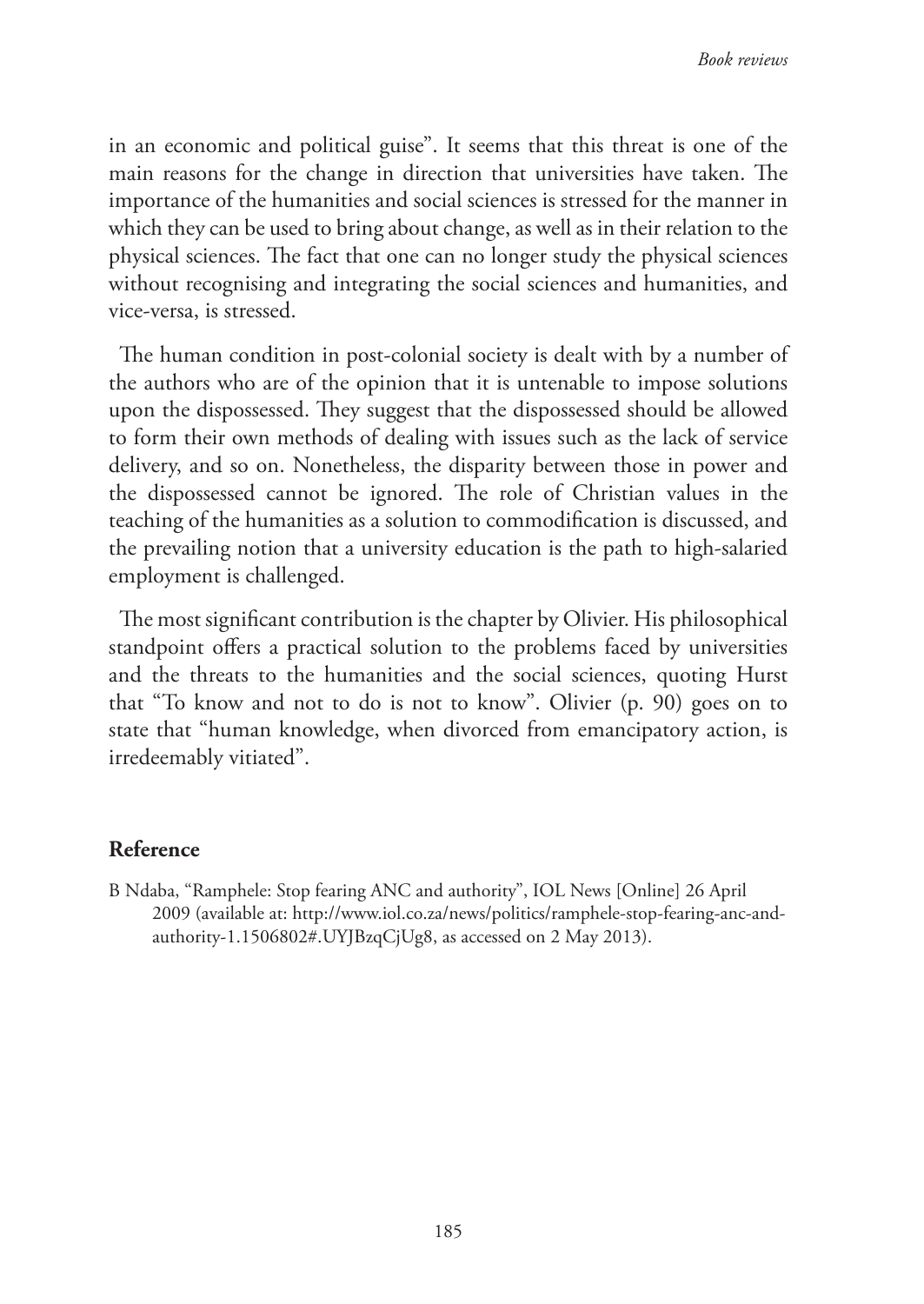in an economic and political guise". It seems that this threat is one of the main reasons for the change in direction that universities have taken. The importance of the humanities and social sciences is stressed for the manner in which they can be used to bring about change, as well as in their relation to the physical sciences. The fact that one can no longer study the physical sciences without recognising and integrating the social sciences and humanities, and vice-versa, is stressed.

The human condition in post-colonial society is dealt with by a number of the authors who are of the opinion that it is untenable to impose solutions upon the dispossessed. They suggest that the dispossessed should be allowed to form their own methods of dealing with issues such as the lack of service delivery, and so on. Nonetheless, the disparity between those in power and the dispossessed cannot be ignored. The role of Christian values in the teaching of the humanities as a solution to commodification is discussed, and the prevailing notion that a university education is the path to high-salaried employment is challenged.

The most significant contribution is the chapter by Olivier. His philosophical standpoint offers a practical solution to the problems faced by universities and the threats to the humanities and the social sciences, quoting Hurst that "To know and not to do is not to know". Olivier (p. 90) goes on to state that "human knowledge, when divorced from emancipatory action, is irredeemably vitiated".

## Reference

B Ndaba, "Ramphele: Stop fearing ANC and authority", IOL News [Online] 26 April 2009 (available at: http://www.iol.co.za/news/politics/ramphele-stop-fearing-anc-and-authority-1.1506802#.UYJBzqCjUg8, as accessed on 2 May 2013).